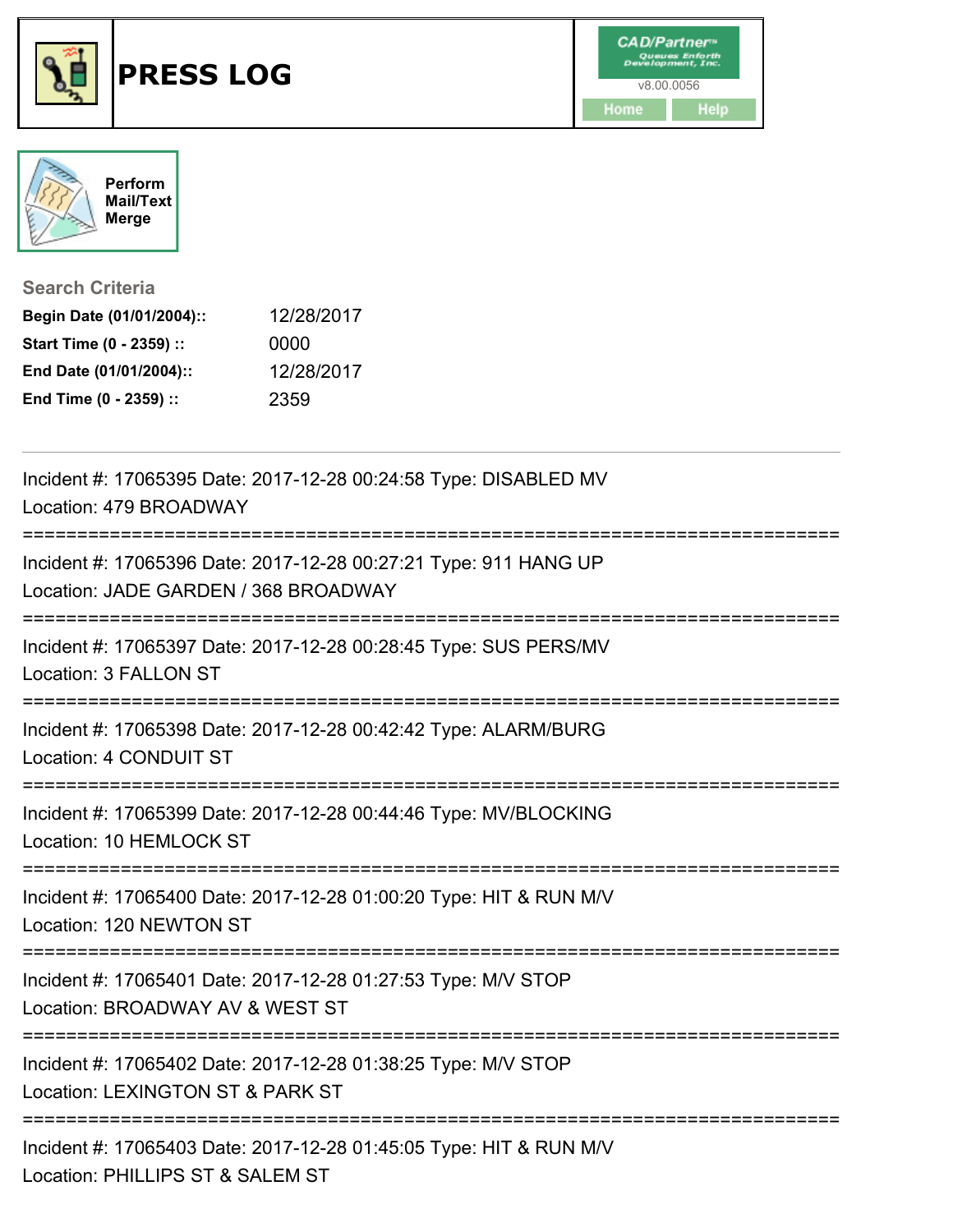# PRESS LOG

CAD/Partner™
Queues Enforth Development, Inc.
v8.00.0056

Home Help

Perform Mail/Text Merge

**Search Criteria**

| | |
|---|---|
| **Begin Date (01/01/2004)::** | 12/28/2017 |
| **Start Time (0 - 2359) ::** | 0000 |
| **End Date (01/01/2004)::** | 12/28/2017 |
| **End Time (0 - 2359) ::** | 2359 |

---

Incident #: 17065395 Date: 2017-12-28 00:24:58 Type: DISABLED MV
Location: 479 BROADWAY

===========================================================================

Incident #: 17065396 Date: 2017-12-28 00:27:21 Type: 911 HANG UP
Location: JADE GARDEN / 368 BROADWAY

===========================================================================

Incident #: 17065397 Date: 2017-12-28 00:28:45 Type: SUS PERS/MV
Location: 3 FALLON ST

===========================================================================

Incident #: 17065398 Date: 2017-12-28 00:42:42 Type: ALARM/BURG
Location: 4 CONDUIT ST

===========================================================================

Incident #: 17065399 Date: 2017-12-28 00:44:46 Type: MV/BLOCKING
Location: 10 HEMLOCK ST

===========================================================================

Incident #: 17065400 Date: 2017-12-28 01:00:20 Type: HIT & RUN M/V
Location: 120 NEWTON ST

===========================================================================

Incident #: 17065401 Date: 2017-12-28 01:27:53 Type: M/V STOP
Location: BROADWAY AV & WEST ST

===========================================================================

Incident #: 17065402 Date: 2017-12-28 01:38:25 Type: M/V STOP
Location: LEXINGTON ST & PARK ST

===========================================================================

Incident #: 17065403 Date: 2017-12-28 01:45:05 Type: HIT & RUN M/V
Location: PHILLIPS ST & SALEM ST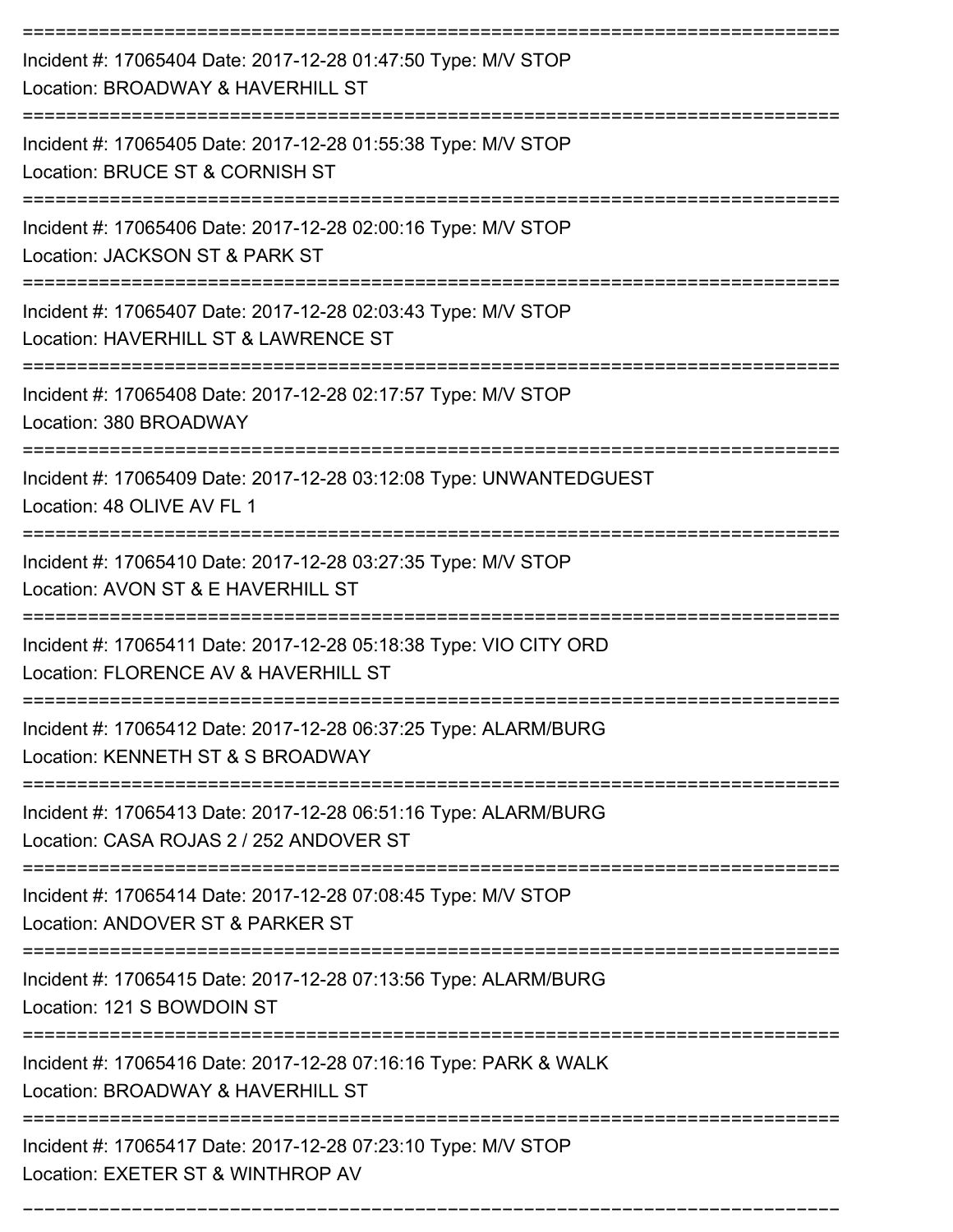===========================================================================

Incident #: 17065404 Date: 2017-12-28 01:47:50 Type: M/V STOP
Location: BROADWAY & HAVERHILL ST

===========================================================================

Incident #: 17065405 Date: 2017-12-28 01:55:38 Type: M/V STOP
Location: BRUCE ST & CORNISH ST

===========================================================================

Incident #: 17065406 Date: 2017-12-28 02:00:16 Type: M/V STOP
Location: JACKSON ST & PARK ST

===========================================================================

Incident #: 17065407 Date: 2017-12-28 02:03:43 Type: M/V STOP
Location: HAVERHILL ST & LAWRENCE ST

===========================================================================

Incident #: 17065408 Date: 2017-12-28 02:17:57 Type: M/V STOP
Location: 380 BROADWAY

===========================================================================

Incident #: 17065409 Date: 2017-12-28 03:12:08 Type: UNWANTEDGUEST
Location: 48 OLIVE AV FL 1

===========================================================================

Incident #: 17065410 Date: 2017-12-28 03:27:35 Type: M/V STOP
Location: AVON ST & E HAVERHILL ST

===========================================================================

Incident #: 17065411 Date: 2017-12-28 05:18:38 Type: VIO CITY ORD
Location: FLORENCE AV & HAVERHILL ST

===========================================================================

Incident #: 17065412 Date: 2017-12-28 06:37:25 Type: ALARM/BURG
Location: KENNETH ST & S BROADWAY

===========================================================================

Incident #: 17065413 Date: 2017-12-28 06:51:16 Type: ALARM/BURG
Location: CASA ROJAS 2 / 252 ANDOVER ST

===========================================================================

Incident #: 17065414 Date: 2017-12-28 07:08:45 Type: M/V STOP
Location: ANDOVER ST & PARKER ST

===========================================================================

Incident #: 17065415 Date: 2017-12-28 07:13:56 Type: ALARM/BURG
Location: 121 S BOWDOIN ST

===========================================================================

Incident #: 17065416 Date: 2017-12-28 07:16:16 Type: PARK & WALK
Location: BROADWAY & HAVERHILL ST

===========================================================================

Incident #: 17065417 Date: 2017-12-28 07:23:10 Type: M/V STOP
Location: EXETER ST & WINTHROP AV

===========================================================================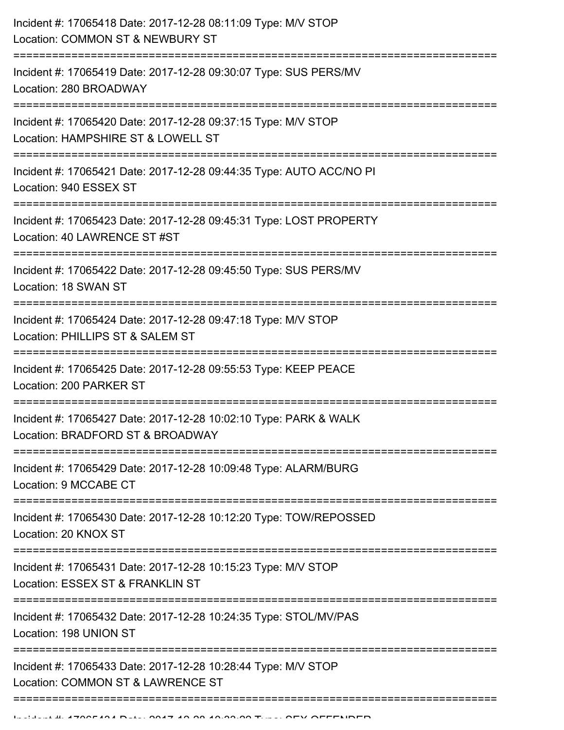Incident #: 17065418 Date: 2017-12-28 08:11:09 Type: M/V STOP
Location: COMMON ST & NEWBURY ST

===========================================================================

Incident #: 17065419 Date: 2017-12-28 09:30:07 Type: SUS PERS/MV
Location: 280 BROADWAY

===========================================================================

Incident #: 17065420 Date: 2017-12-28 09:37:15 Type: M/V STOP
Location: HAMPSHIRE ST & LOWELL ST

===========================================================================

Incident #: 17065421 Date: 2017-12-28 09:44:35 Type: AUTO ACC/NO PI
Location: 940 ESSEX ST

===========================================================================

Incident #: 17065423 Date: 2017-12-28 09:45:31 Type: LOST PROPERTY
Location: 40 LAWRENCE ST #ST

===========================================================================

Incident #: 17065422 Date: 2017-12-28 09:45:50 Type: SUS PERS/MV
Location: 18 SWAN ST

===========================================================================

Incident #: 17065424 Date: 2017-12-28 09:47:18 Type: M/V STOP
Location: PHILLIPS ST & SALEM ST

===========================================================================

Incident #: 17065425 Date: 2017-12-28 09:55:53 Type: KEEP PEACE
Location: 200 PARKER ST

===========================================================================

Incident #: 17065427 Date: 2017-12-28 10:02:10 Type: PARK & WALK
Location: BRADFORD ST & BROADWAY

===========================================================================

Incident #: 17065429 Date: 2017-12-28 10:09:48 Type: ALARM/BURG
Location: 9 MCCABE CT

===========================================================================

Incident #: 17065430 Date: 2017-12-28 10:12:20 Type: TOW/REPOSSED
Location: 20 KNOX ST

===========================================================================

Incident #: 17065431 Date: 2017-12-28 10:15:23 Type: M/V STOP
Location: ESSEX ST & FRANKLIN ST

===========================================================================

Incident #: 17065432 Date: 2017-12-28 10:24:35 Type: STOL/MV/PAS
Location: 198 UNION ST

===========================================================================

Incident #: 17065433 Date: 2017-12-28 10:28:44 Type: M/V STOP
Location: COMMON ST & LAWRENCE ST

===========================================================================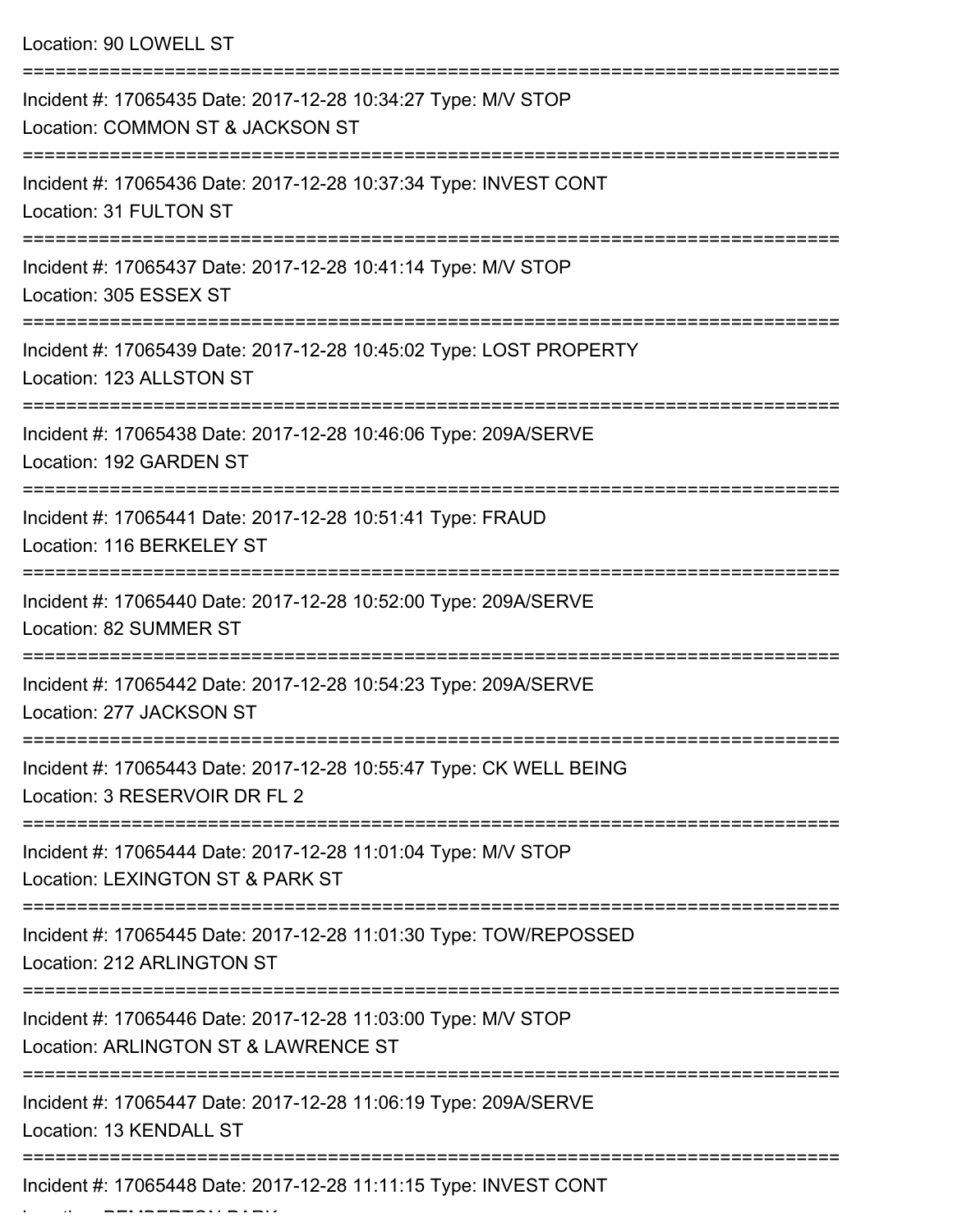Location: 90 LOWELL ST

===========================================================================

Incident #: 17065435 Date: 2017-12-28 10:34:27 Type: M/V STOP
Location: COMMON ST & JACKSON ST

===========================================================================

Incident #: 17065436 Date: 2017-12-28 10:37:34 Type: INVEST CONT
Location: 31 FULTON ST

===========================================================================

Incident #: 17065437 Date: 2017-12-28 10:41:14 Type: M/V STOP
Location: 305 ESSEX ST

===========================================================================

Incident #: 17065439 Date: 2017-12-28 10:45:02 Type: LOST PROPERTY
Location: 123 ALLSTON ST

===========================================================================

Incident #: 17065438 Date: 2017-12-28 10:46:06 Type: 209A/SERVE
Location: 192 GARDEN ST

===========================================================================

Incident #: 17065441 Date: 2017-12-28 10:51:41 Type: FRAUD
Location: 116 BERKELEY ST

===========================================================================

Incident #: 17065440 Date: 2017-12-28 10:52:00 Type: 209A/SERVE
Location: 82 SUMMER ST

===========================================================================

Incident #: 17065442 Date: 2017-12-28 10:54:23 Type: 209A/SERVE
Location: 277 JACKSON ST

===========================================================================

Incident #: 17065443 Date: 2017-12-28 10:55:47 Type: CK WELL BEING
Location: 3 RESERVOIR DR FL 2

===========================================================================

Incident #: 17065444 Date: 2017-12-28 11:01:04 Type: M/V STOP
Location: LEXINGTON ST & PARK ST

===========================================================================

Incident #: 17065445 Date: 2017-12-28 11:01:30 Type: TOW/REPOSSED
Location: 212 ARLINGTON ST

===========================================================================

Incident #: 17065446 Date: 2017-12-28 11:03:00 Type: M/V STOP
Location: ARLINGTON ST & LAWRENCE ST

===========================================================================

Incident #: 17065447 Date: 2017-12-28 11:06:19 Type: 209A/SERVE
Location: 13 KENDALL ST

===========================================================================

Incident #: 17065448 Date: 2017-12-28 11:11:15 Type: INVEST CONT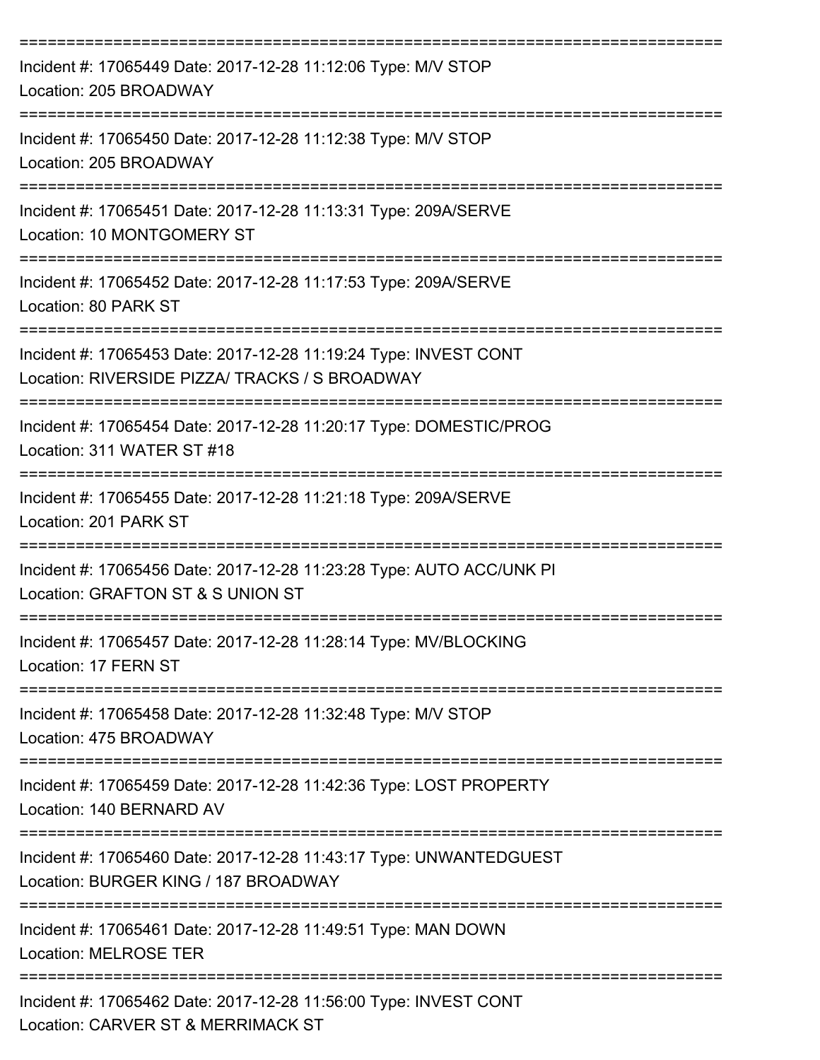===========================================================================

Incident #: 17065449 Date: 2017-12-28 11:12:06 Type: M/V STOP
Location: 205 BROADWAY

===========================================================================

Incident #: 17065450 Date: 2017-12-28 11:12:38 Type: M/V STOP
Location: 205 BROADWAY

===========================================================================

Incident #: 17065451 Date: 2017-12-28 11:13:31 Type: 209A/SERVE
Location: 10 MONTGOMERY ST

===========================================================================

Incident #: 17065452 Date: 2017-12-28 11:17:53 Type: 209A/SERVE
Location: 80 PARK ST

===========================================================================

Incident #: 17065453 Date: 2017-12-28 11:19:24 Type: INVEST CONT
Location: RIVERSIDE PIZZA/ TRACKS / S BROADWAY

===========================================================================

Incident #: 17065454 Date: 2017-12-28 11:20:17 Type: DOMESTIC/PROG
Location: 311 WATER ST #18

===========================================================================

Incident #: 17065455 Date: 2017-12-28 11:21:18 Type: 209A/SERVE
Location: 201 PARK ST

===========================================================================

Incident #: 17065456 Date: 2017-12-28 11:23:28 Type: AUTO ACC/UNK PI
Location: GRAFTON ST & S UNION ST

===========================================================================

Incident #: 17065457 Date: 2017-12-28 11:28:14 Type: MV/BLOCKING
Location: 17 FERN ST

===========================================================================

Incident #: 17065458 Date: 2017-12-28 11:32:48 Type: M/V STOP
Location: 475 BROADWAY

===========================================================================

Incident #: 17065459 Date: 2017-12-28 11:42:36 Type: LOST PROPERTY
Location: 140 BERNARD AV

===========================================================================

Incident #: 17065460 Date: 2017-12-28 11:43:17 Type: UNWANTEDGUEST
Location: BURGER KING / 187 BROADWAY

===========================================================================

Incident #: 17065461 Date: 2017-12-28 11:49:51 Type: MAN DOWN
Location: MELROSE TER

===========================================================================

Incident #: 17065462 Date: 2017-12-28 11:56:00 Type: INVEST CONT
Location: CARVER ST & MERRIMACK ST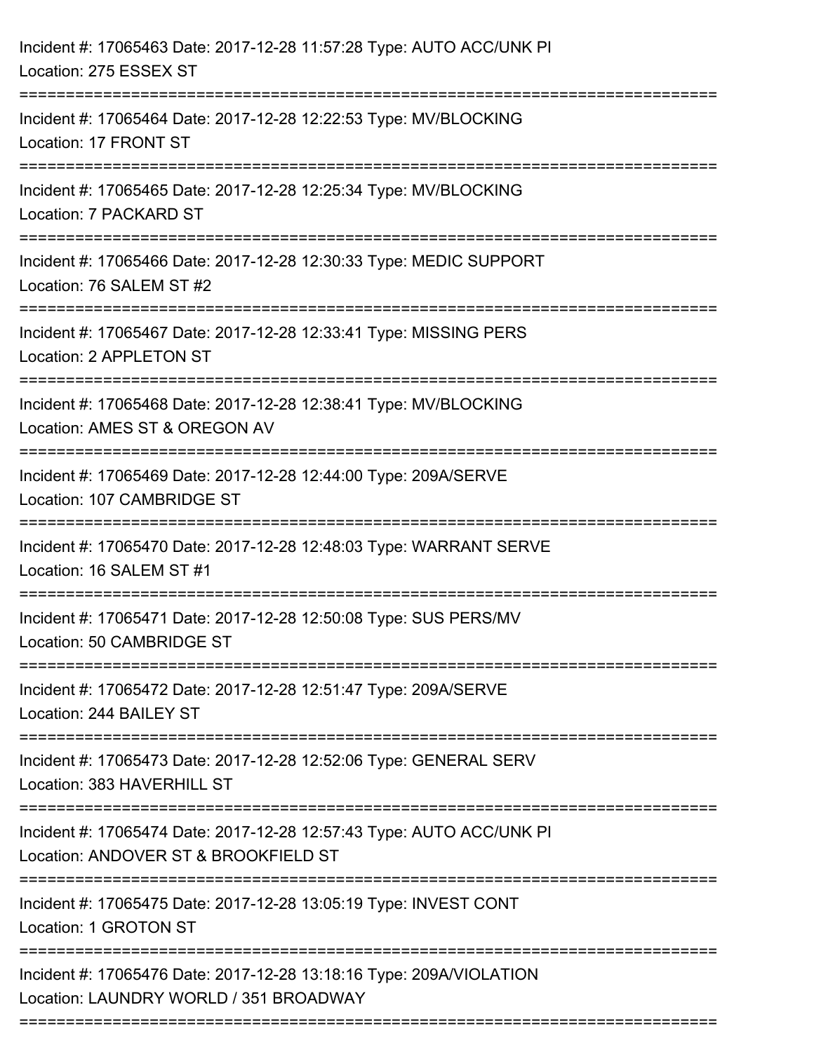Incident #: 17065463 Date: 2017-12-28 11:57:28 Type: AUTO ACC/UNK PI
Location: 275 ESSEX ST

===========================================================================

Incident #: 17065464 Date: 2017-12-28 12:22:53 Type: MV/BLOCKING
Location: 17 FRONT ST

===========================================================================

Incident #: 17065465 Date: 2017-12-28 12:25:34 Type: MV/BLOCKING
Location: 7 PACKARD ST

===========================================================================

Incident #: 17065466 Date: 2017-12-28 12:30:33 Type: MEDIC SUPPORT
Location: 76 SALEM ST #2

===========================================================================

Incident #: 17065467 Date: 2017-12-28 12:33:41 Type: MISSING PERS
Location: 2 APPLETON ST

===========================================================================

Incident #: 17065468 Date: 2017-12-28 12:38:41 Type: MV/BLOCKING
Location: AMES ST & OREGON AV

===========================================================================

Incident #: 17065469 Date: 2017-12-28 12:44:00 Type: 209A/SERVE
Location: 107 CAMBRIDGE ST

===========================================================================

Incident #: 17065470 Date: 2017-12-28 12:48:03 Type: WARRANT SERVE
Location: 16 SALEM ST #1

===========================================================================

Incident #: 17065471 Date: 2017-12-28 12:50:08 Type: SUS PERS/MV
Location: 50 CAMBRIDGE ST

===========================================================================

Incident #: 17065472 Date: 2017-12-28 12:51:47 Type: 209A/SERVE
Location: 244 BAILEY ST

===========================================================================

Incident #: 17065473 Date: 2017-12-28 12:52:06 Type: GENERAL SERV
Location: 383 HAVERHILL ST

===========================================================================

Incident #: 17065474 Date: 2017-12-28 12:57:43 Type: AUTO ACC/UNK PI
Location: ANDOVER ST & BROOKFIELD ST

===========================================================================

Incident #: 17065475 Date: 2017-12-28 13:05:19 Type: INVEST CONT
Location: 1 GROTON ST

===========================================================================

Incident #: 17065476 Date: 2017-12-28 13:18:16 Type: 209A/VIOLATION
Location: LAUNDRY WORLD / 351 BROADWAY

===========================================================================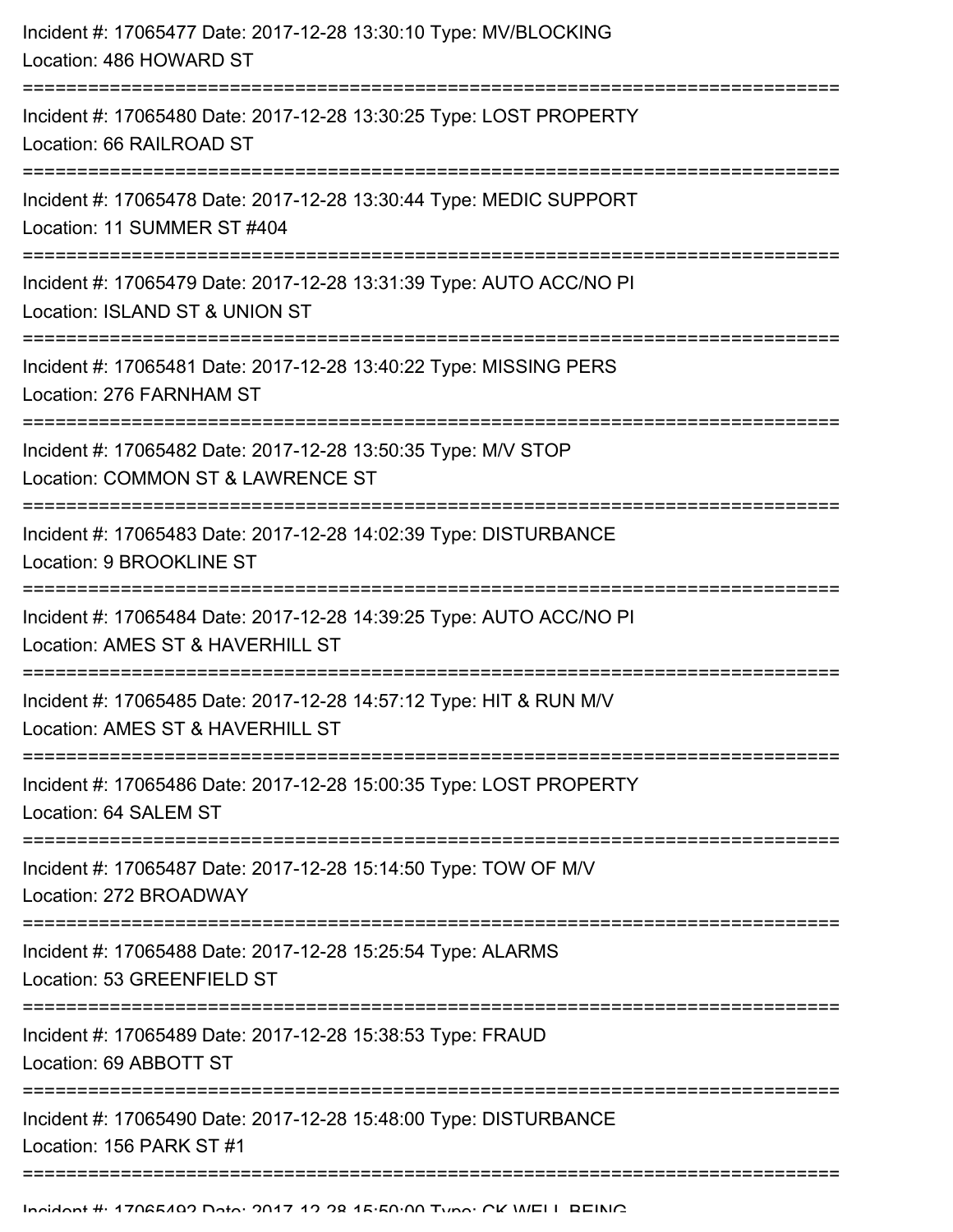Incident #: 17065477 Date: 2017-12-28 13:30:10 Type: MV/BLOCKING
Location: 486 HOWARD ST

===========================================================================

Incident #: 17065480 Date: 2017-12-28 13:30:25 Type: LOST PROPERTY
Location: 66 RAILROAD ST

===========================================================================

Incident #: 17065478 Date: 2017-12-28 13:30:44 Type: MEDIC SUPPORT
Location: 11 SUMMER ST #404

===========================================================================

Incident #: 17065479 Date: 2017-12-28 13:31:39 Type: AUTO ACC/NO PI
Location: ISLAND ST & UNION ST

===========================================================================

Incident #: 17065481 Date: 2017-12-28 13:40:22 Type: MISSING PERS
Location: 276 FARNHAM ST

===========================================================================

Incident #: 17065482 Date: 2017-12-28 13:50:35 Type: M/V STOP
Location: COMMON ST & LAWRENCE ST

===========================================================================

Incident #: 17065483 Date: 2017-12-28 14:02:39 Type: DISTURBANCE
Location: 9 BROOKLINE ST

===========================================================================

Incident #: 17065484 Date: 2017-12-28 14:39:25 Type: AUTO ACC/NO PI
Location: AMES ST & HAVERHILL ST

===========================================================================

Incident #: 17065485 Date: 2017-12-28 14:57:12 Type: HIT & RUN M/V
Location: AMES ST & HAVERHILL ST

===========================================================================

Incident #: 17065486 Date: 2017-12-28 15:00:35 Type: LOST PROPERTY
Location: 64 SALEM ST

===========================================================================

Incident #: 17065487 Date: 2017-12-28 15:14:50 Type: TOW OF M/V
Location: 272 BROADWAY

===========================================================================

Incident #: 17065488 Date: 2017-12-28 15:25:54 Type: ALARMS
Location: 53 GREENFIELD ST

===========================================================================

Incident #: 17065489 Date: 2017-12-28 15:38:53 Type: FRAUD
Location: 69 ABBOTT ST

===========================================================================

Incident #: 17065490 Date: 2017-12-28 15:48:00 Type: DISTURBANCE
Location: 156 PARK ST #1

===========================================================================

Incident #: 17065492 Date: 2017-12-28 15:50:00 Type: CK WELL BEING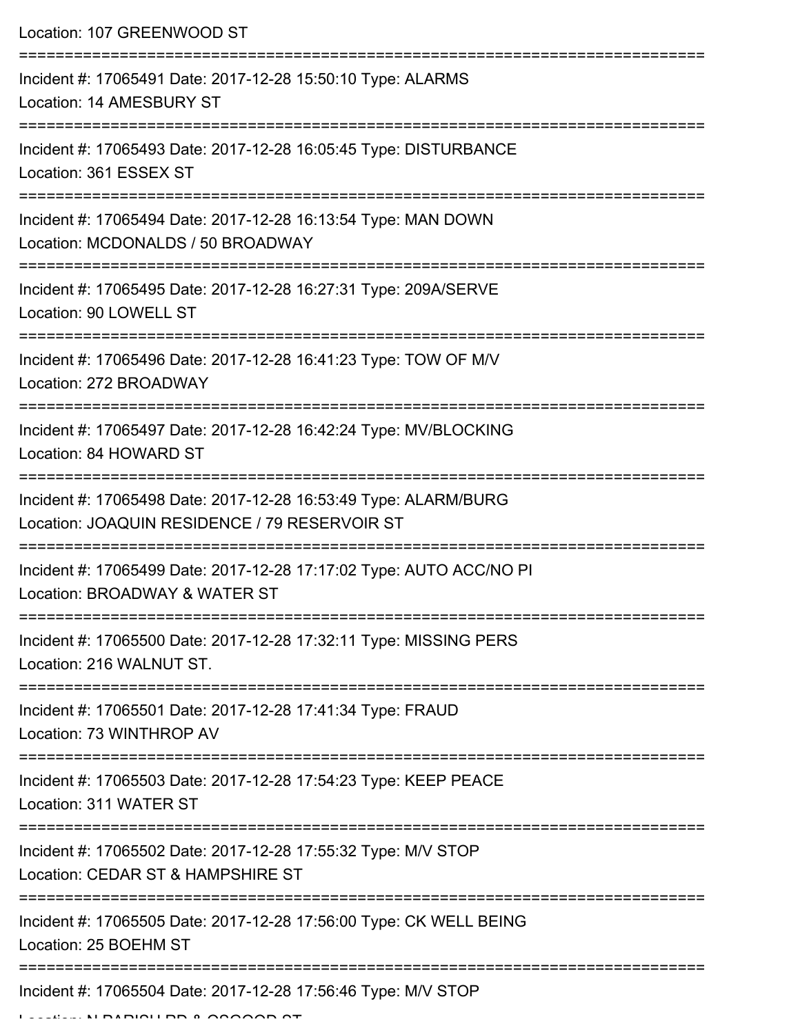Location: 107 GREENWOOD ST

===========================================================================

Incident #: 17065491 Date: 2017-12-28 15:50:10 Type: ALARMS
Location: 14 AMESBURY ST

===========================================================================

Incident #: 17065493 Date: 2017-12-28 16:05:45 Type: DISTURBANCE
Location: 361 ESSEX ST

===========================================================================

Incident #: 17065494 Date: 2017-12-28 16:13:54 Type: MAN DOWN
Location: MCDONALDS / 50 BROADWAY

===========================================================================

Incident #: 17065495 Date: 2017-12-28 16:27:31 Type: 209A/SERVE
Location: 90 LOWELL ST

===========================================================================

Incident #: 17065496 Date: 2017-12-28 16:41:23 Type: TOW OF M/V
Location: 272 BROADWAY

===========================================================================

Incident #: 17065497 Date: 2017-12-28 16:42:24 Type: MV/BLOCKING
Location: 84 HOWARD ST

===========================================================================

Incident #: 17065498 Date: 2017-12-28 16:53:49 Type: ALARM/BURG
Location: JOAQUIN RESIDENCE / 79 RESERVOIR ST

===========================================================================

Incident #: 17065499 Date: 2017-12-28 17:17:02 Type: AUTO ACC/NO PI
Location: BROADWAY & WATER ST

===========================================================================

Incident #: 17065500 Date: 2017-12-28 17:32:11 Type: MISSING PERS
Location: 216 WALNUT ST.

===========================================================================

Incident #: 17065501 Date: 2017-12-28 17:41:34 Type: FRAUD
Location: 73 WINTHROP AV

===========================================================================

Incident #: 17065503 Date: 2017-12-28 17:54:23 Type: KEEP PEACE
Location: 311 WATER ST

===========================================================================

Incident #: 17065502 Date: 2017-12-28 17:55:32 Type: M/V STOP
Location: CEDAR ST & HAMPSHIRE ST

===========================================================================

Incident #: 17065505 Date: 2017-12-28 17:56:00 Type: CK WELL BEING
Location: 25 BOEHM ST

===========================================================================

Incident #: 17065504 Date: 2017-12-28 17:56:46 Type: M/V STOP
Location: N PARISH RD & OSGOOD ST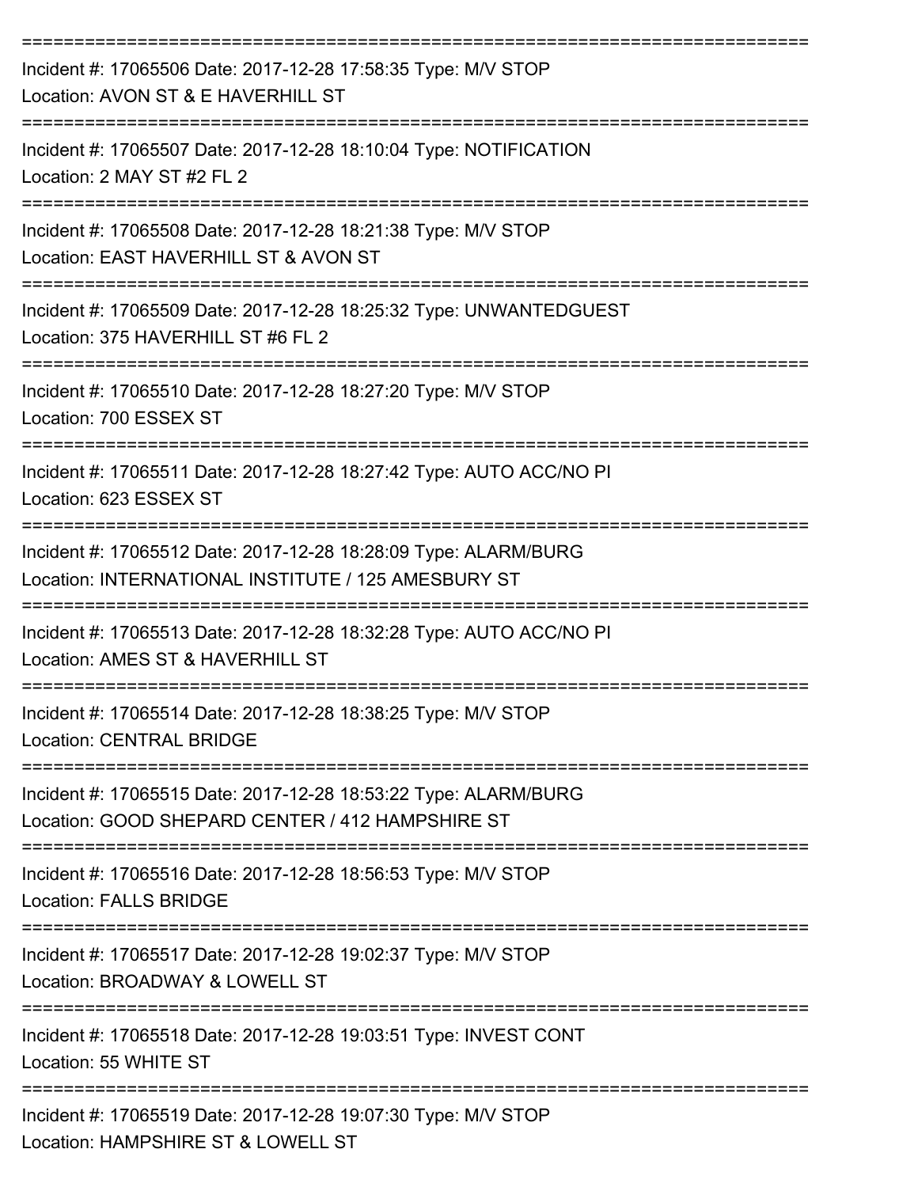===========================================================================

Incident #: 17065506 Date: 2017-12-28 17:58:35 Type: M/V STOP

Location: AVON ST & E HAVERHILL ST

===========================================================================

Incident #: 17065507 Date: 2017-12-28 18:10:04 Type: NOTIFICATION

Location: 2 MAY ST #2 FL 2

===========================================================================

Incident #: 17065508 Date: 2017-12-28 18:21:38 Type: M/V STOP

Location: EAST HAVERHILL ST & AVON ST

===========================================================================

Incident #: 17065509 Date: 2017-12-28 18:25:32 Type: UNWANTEDGUEST

Location: 375 HAVERHILL ST #6 FL 2

===========================================================================

Incident #: 17065510 Date: 2017-12-28 18:27:20 Type: M/V STOP

Location: 700 ESSEX ST

===========================================================================

Incident #: 17065511 Date: 2017-12-28 18:27:42 Type: AUTO ACC/NO PI

Location: 623 ESSEX ST

===========================================================================

Incident #: 17065512 Date: 2017-12-28 18:28:09 Type: ALARM/BURG

Location: INTERNATIONAL INSTITUTE / 125 AMESBURY ST

===========================================================================

Incident #: 17065513 Date: 2017-12-28 18:32:28 Type: AUTO ACC/NO PI

Location: AMES ST & HAVERHILL ST

===========================================================================

Incident #: 17065514 Date: 2017-12-28 18:38:25 Type: M/V STOP

Location: CENTRAL BRIDGE

===========================================================================

Incident #: 17065515 Date: 2017-12-28 18:53:22 Type: ALARM/BURG

Location: GOOD SHEPARD CENTER / 412 HAMPSHIRE ST

===========================================================================

Incident #: 17065516 Date: 2017-12-28 18:56:53 Type: M/V STOP

Location: FALLS BRIDGE

===========================================================================

Incident #: 17065517 Date: 2017-12-28 19:02:37 Type: M/V STOP

Location: BROADWAY & LOWELL ST

===========================================================================

Incident #: 17065518 Date: 2017-12-28 19:03:51 Type: INVEST CONT

Location: 55 WHITE ST

===========================================================================

Incident #: 17065519 Date: 2017-12-28 19:07:30 Type: M/V STOP

Location: HAMPSHIRE ST & LOWELL ST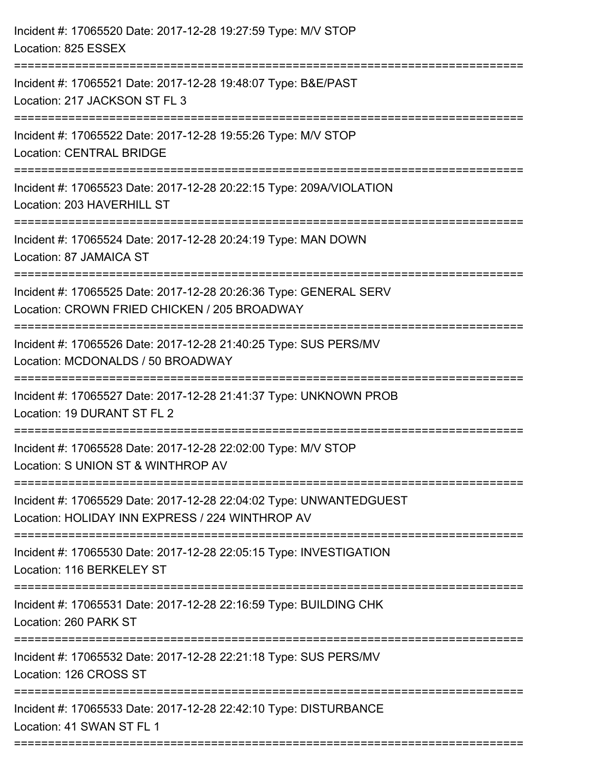Incident #: 17065520 Date: 2017-12-28 19:27:59 Type: M/V STOP
Location: 825 ESSEX

===========================================================================

Incident #: 17065521 Date: 2017-12-28 19:48:07 Type: B&E/PAST
Location: 217 JACKSON ST FL 3

===========================================================================

Incident #: 17065522 Date: 2017-12-28 19:55:26 Type: M/V STOP
Location: CENTRAL BRIDGE

===========================================================================

Incident #: 17065523 Date: 2017-12-28 20:22:15 Type: 209A/VIOLATION
Location: 203 HAVERHILL ST

===========================================================================

Incident #: 17065524 Date: 2017-12-28 20:24:19 Type: MAN DOWN
Location: 87 JAMAICA ST

===========================================================================

Incident #: 17065525 Date: 2017-12-28 20:26:36 Type: GENERAL SERV
Location: CROWN FRIED CHICKEN / 205 BROADWAY

===========================================================================

Incident #: 17065526 Date: 2017-12-28 21:40:25 Type: SUS PERS/MV
Location: MCDONALDS / 50 BROADWAY

===========================================================================

Incident #: 17065527 Date: 2017-12-28 21:41:37 Type: UNKNOWN PROB
Location: 19 DURANT ST FL 2

===========================================================================

Incident #: 17065528 Date: 2017-12-28 22:02:00 Type: M/V STOP
Location: S UNION ST & WINTHROP AV

===========================================================================

Incident #: 17065529 Date: 2017-12-28 22:04:02 Type: UNWANTEDGUEST
Location: HOLIDAY INN EXPRESS / 224 WINTHROP AV

===========================================================================

Incident #: 17065530 Date: 2017-12-28 22:05:15 Type: INVESTIGATION
Location: 116 BERKELEY ST

===========================================================================

Incident #: 17065531 Date: 2017-12-28 22:16:59 Type: BUILDING CHK
Location: 260 PARK ST

===========================================================================

Incident #: 17065532 Date: 2017-12-28 22:21:18 Type: SUS PERS/MV
Location: 126 CROSS ST

===========================================================================

Incident #: 17065533 Date: 2017-12-28 22:42:10 Type: DISTURBANCE
Location: 41 SWAN ST FL 1

===========================================================================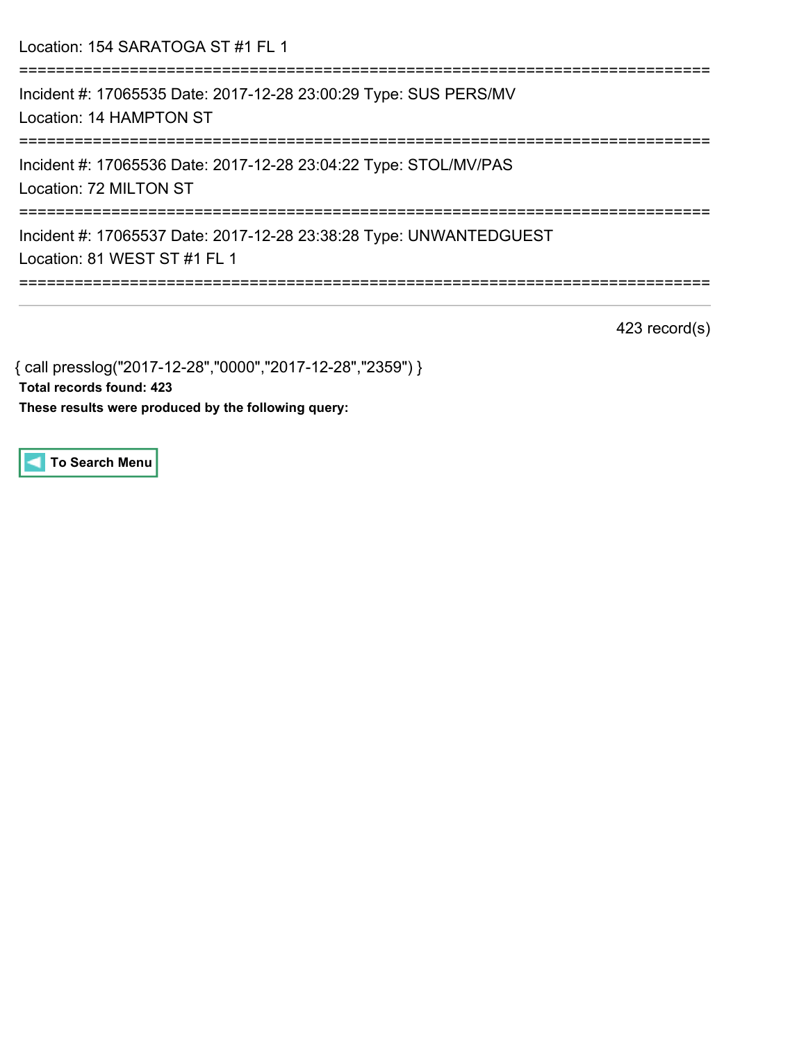Location: 154 SARATOGA ST #1 FL 1

===========================================================================

Incident #: 17065535 Date: 2017-12-28 23:00:29 Type: SUS PERS/MV

Location: 14 HAMPTON ST

===========================================================================

Incident #: 17065536 Date: 2017-12-28 23:04:22 Type: STOL/MV/PAS

Location: 72 MILTON ST

===========================================================================

Incident #: 17065537 Date: 2017-12-28 23:38:28 Type: UNWANTEDGUEST

Location: 81 WEST ST #1 FL 1

===========================================================================

423 record(s)

{ call presslog("2017-12-28","0000","2017-12-28","2359") }

**Total records found: 423**

**These results were produced by the following query:**

**To Search Menu**